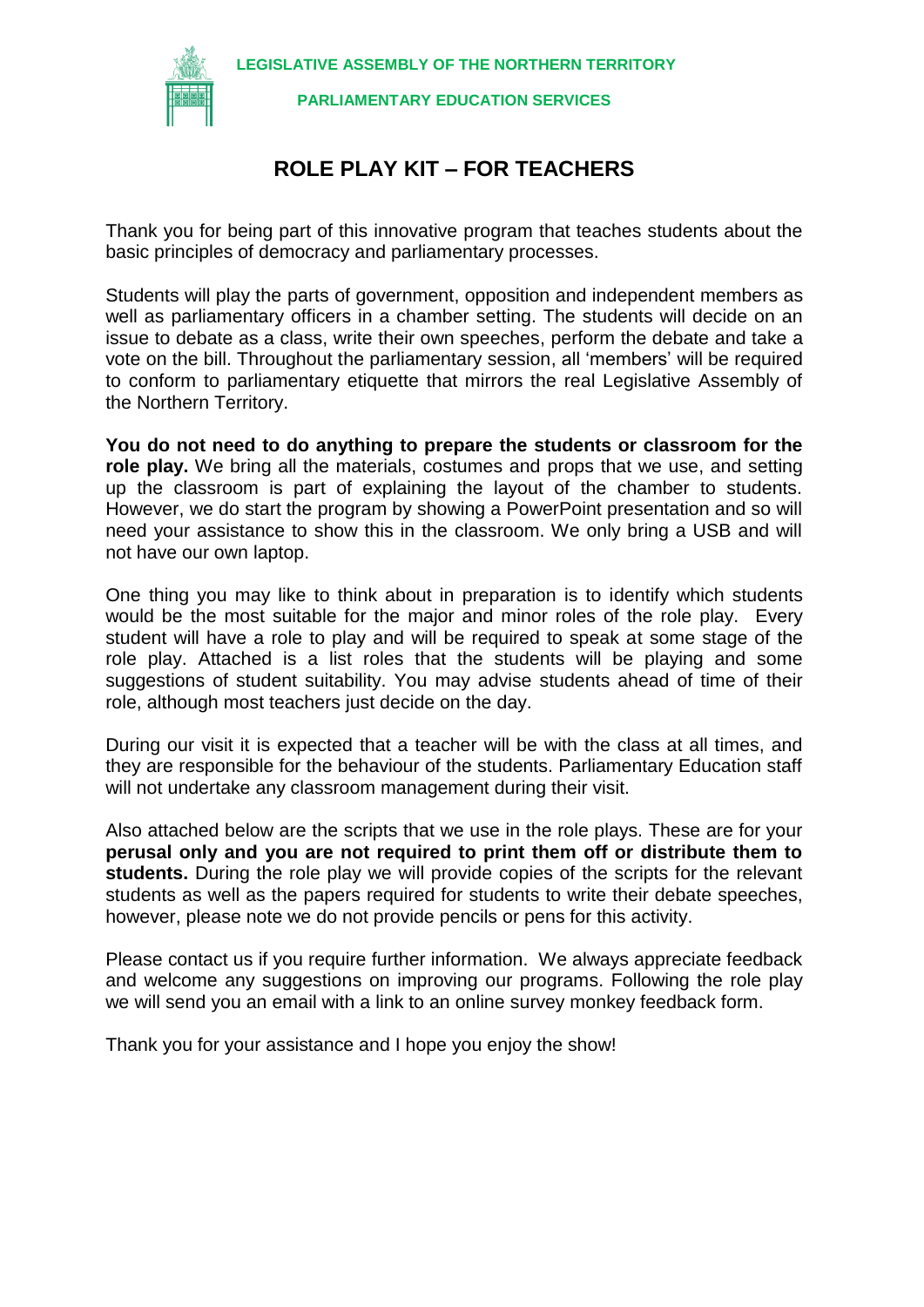**LEGISLATIVE ASSEMBLY OF THE NORTHERN TERRITORY**

**PARLIAMENTARY EDUCATION SERVICES**

# ROLE PLAY KIT – FOR TEACHERS

Thank you for being part of this innovative program that teaches students about the basic principles of democracy and parliamentary processes.

Students will play the parts of government, opposition and independent members as well as parliamentary officers in a chamber setting. The students will decide on an issue to debate as a class, write their own speeches, perform the debate and take a vote on the bill. Throughout the parliamentary session, all 'members' will be required to conform to parliamentary etiquette that mirrors the real Legislative Assembly of the Northern Territory.

**You do not need to do anything to prepare the students or classroom for the role play.** We bring all the materials, costumes and props that we use, and setting up the classroom is part of explaining the layout of the chamber to students. However, we do start the program by showing a PowerPoint presentation and so will need your assistance to show this in the classroom. We only bring a USB and will not have our own laptop.

One thing you may like to think about in preparation is to identify which students would be the most suitable for the major and minor roles of the role play. Every student will have a role to play and will be required to speak at some stage of the role play. Attached is a list roles that the students will be playing and some suggestions of student suitability. You may advise students ahead of time of their role, although most teachers just decide on the day.

During our visit it is expected that a teacher will be with the class at all times, and they are responsible for the behaviour of the students. Parliamentary Education staff will not undertake any classroom management during their visit.

Also attached below are the scripts that we use in the role plays. These are for your **perusal only and you are not required to print them off or distribute them to students.** During the role play we will provide copies of the scripts for the relevant students as well as the papers required for students to write their debate speeches, however, please note we do not provide pencils or pens for this activity.

Please contact us if you require further information. We always appreciate feedback and welcome any suggestions on improving our programs. Following the role play we will send you an email with a link to an online survey monkey feedback form.

Thank you for your assistance and I hope you enjoy the show!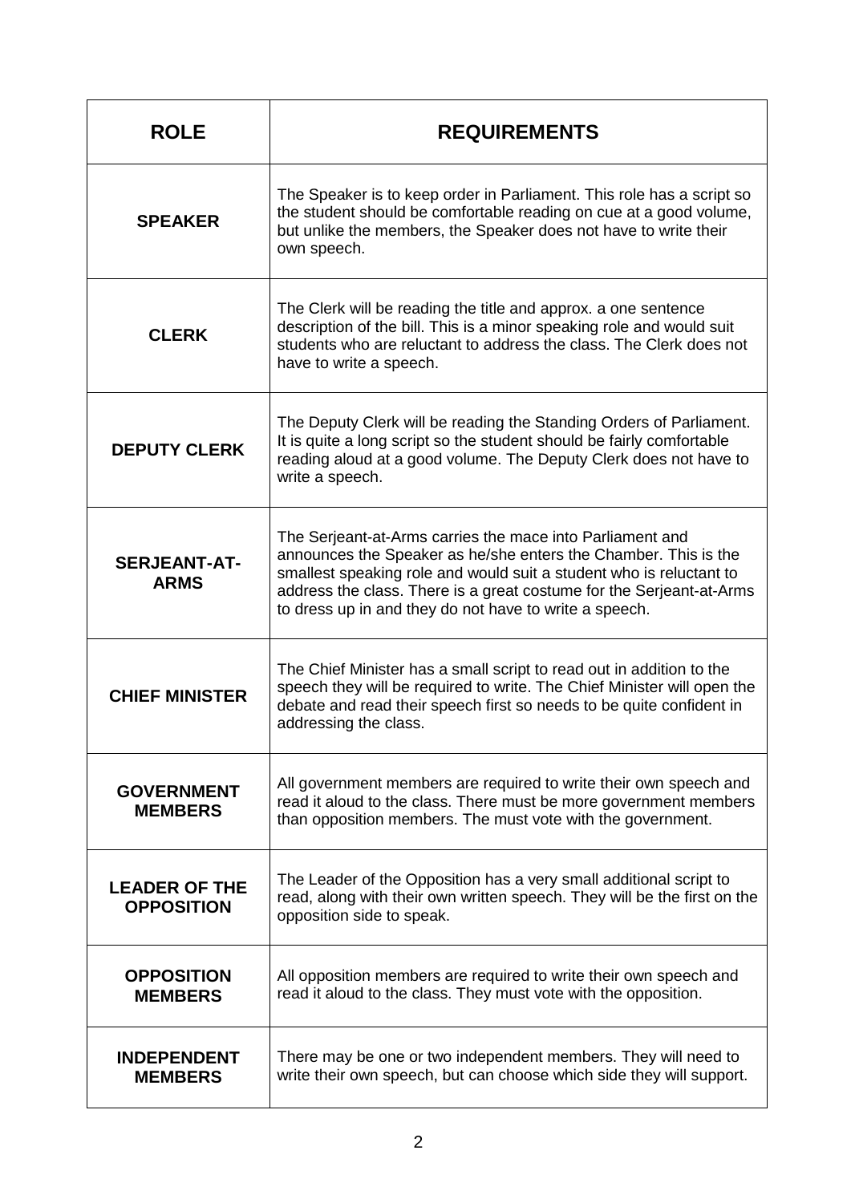| ROLE | REQUIREMENTS |
|---|---|
| **SPEAKER** | The Speaker is to keep order in Parliament. This role has a script so the student should be comfortable reading on cue at a good volume, but unlike the members, the Speaker does not have to write their own speech. |
| **CLERK** | The Clerk will be reading the title and approx. a one sentence description of the bill. This is a minor speaking role and would suit students who are reluctant to address the class. The Clerk does not have to write a speech. |
| **DEPUTY CLERK** | The Deputy Clerk will be reading the Standing Orders of Parliament. It is quite a long script so the student should be fairly comfortable reading aloud at a good volume. The Deputy Clerk does not have to write a speech. |
| **SERJEANT-AT-ARMS** | The Serjeant-at-Arms carries the mace into Parliament and announces the Speaker as he/she enters the Chamber. This is the smallest speaking role and would suit a student who is reluctant to address the class. There is a great costume for the Serjeant-at-Arms to dress up in and they do not have to write a speech. |
| **CHIEF MINISTER** | The Chief Minister has a small script to read out in addition to the speech they will be required to write. The Chief Minister will open the debate and read their speech first so needs to be quite confident in addressing the class. |
| **GOVERNMENT MEMBERS** | All government members are required to write their own speech and read it aloud to the class. There must be more government members than opposition members. The must vote with the government. |
| **LEADER OF THE OPPOSITION** | The Leader of the Opposition has a very small additional script to read, along with their own written speech. They will be the first on the opposition side to speak. |
| **OPPOSITION MEMBERS** | All opposition members are required to write their own speech and read it aloud to the class. They must vote with the opposition. |
| **INDEPENDENT MEMBERS** | There may be one or two independent members. They will need to write their own speech, but can choose which side they will support. |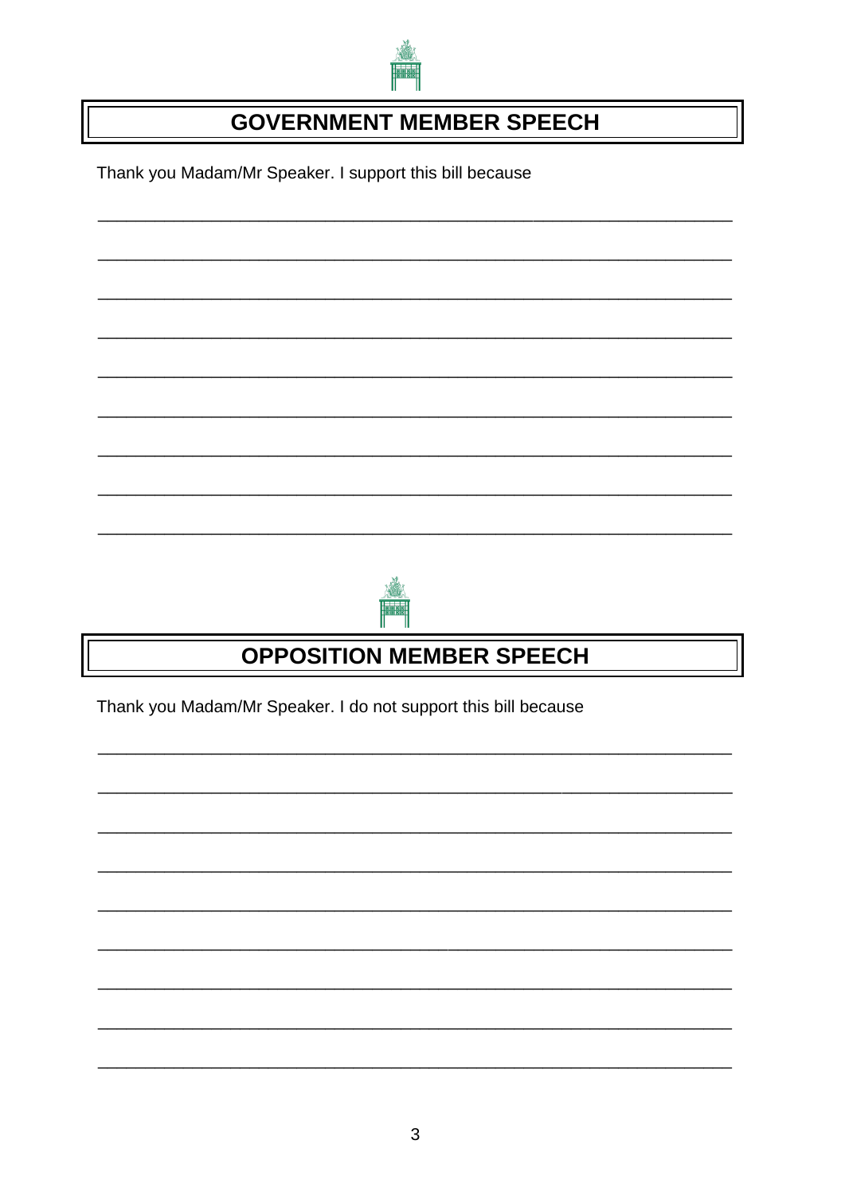## GOVERNMENT MEMBER SPEECH

Thank you Madam/Mr Speaker. I support this bill because

_______________________________________________________________

_______________________________________________________________

_______________________________________________________________

_______________________________________________________________

_______________________________________________________________

_______________________________________________________________

_______________________________________________________________

_______________________________________________________________

_______________________________________________________________

## OPPOSITION MEMBER SPEECH

Thank you Madam/Mr Speaker. I do not support this bill because

_______________________________________________________________

_______________________________________________________________

_______________________________________________________________

_______________________________________________________________

_______________________________________________________________

_______________________________________________________________

_______________________________________________________________

_______________________________________________________________

_______________________________________________________________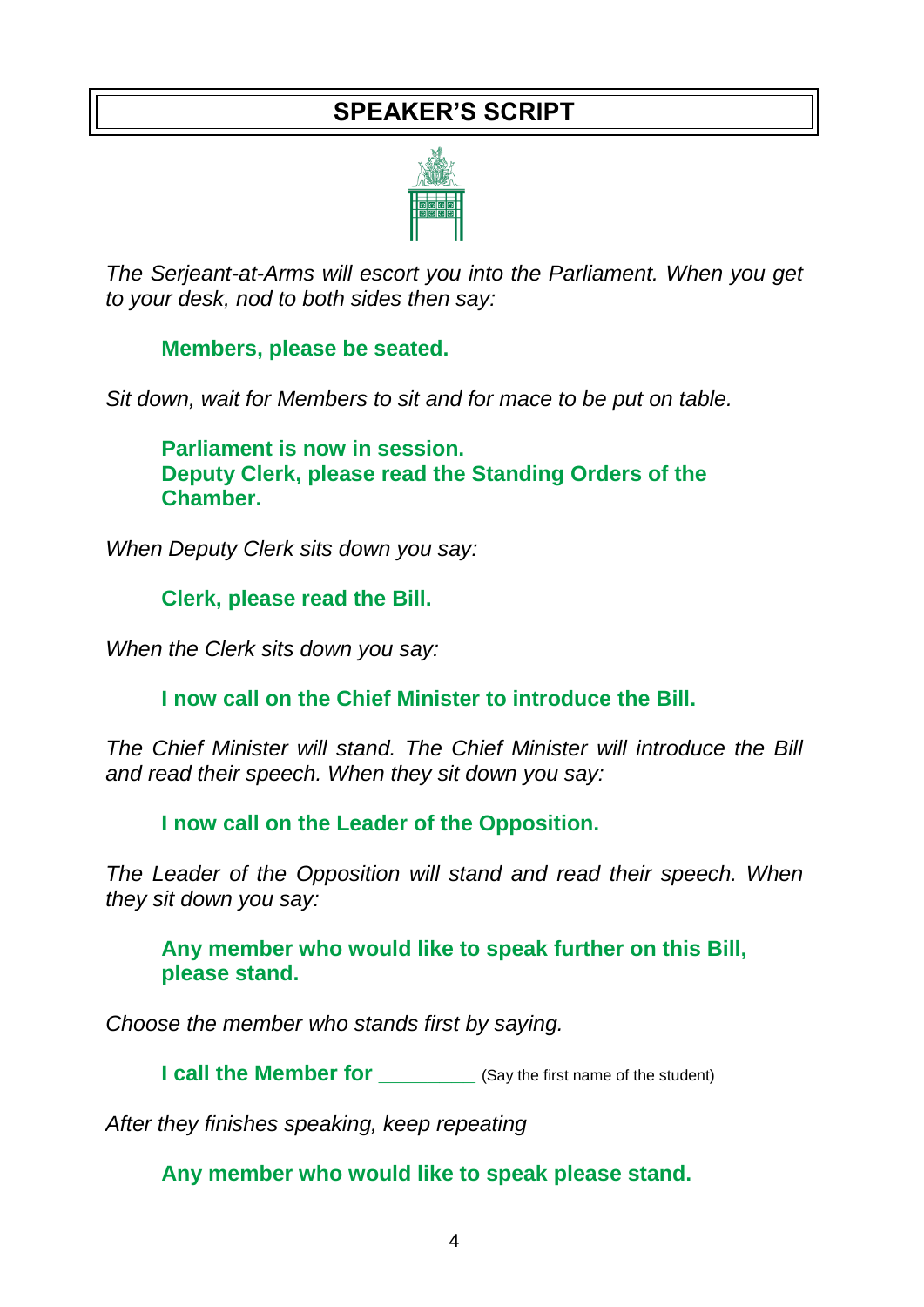# SPEAKER'S SCRIPT

*The Serjeant-at-Arms will escort you into the Parliament. When you get to your desk, nod to both sides then say:*

**Members, please be seated.**

*Sit down, wait for Members to sit and for mace to be put on table.*

**Parliament is now in session.**
**Deputy Clerk, please read the Standing Orders of the Chamber.**

*When Deputy Clerk sits down you say:*

**Clerk, please read the Bill.**

*When the Clerk sits down you say:*

**I now call on the Chief Minister to introduce the Bill.**

*The Chief Minister will stand. The Chief Minister will introduce the Bill and read their speech. When they sit down you say:*

**I now call on the Leader of the Opposition.**

*The Leader of the Opposition will stand and read their speech. When they sit down you say:*

**Any member who would like to speak further on this Bill, please stand.**

*Choose the member who stands first by saying.*

**I call the Member for \_\_\_\_\_\_\_\_\_** (Say the first name of the student)

*After they finishes speaking, keep repeating*

**Any member who would like to speak please stand.**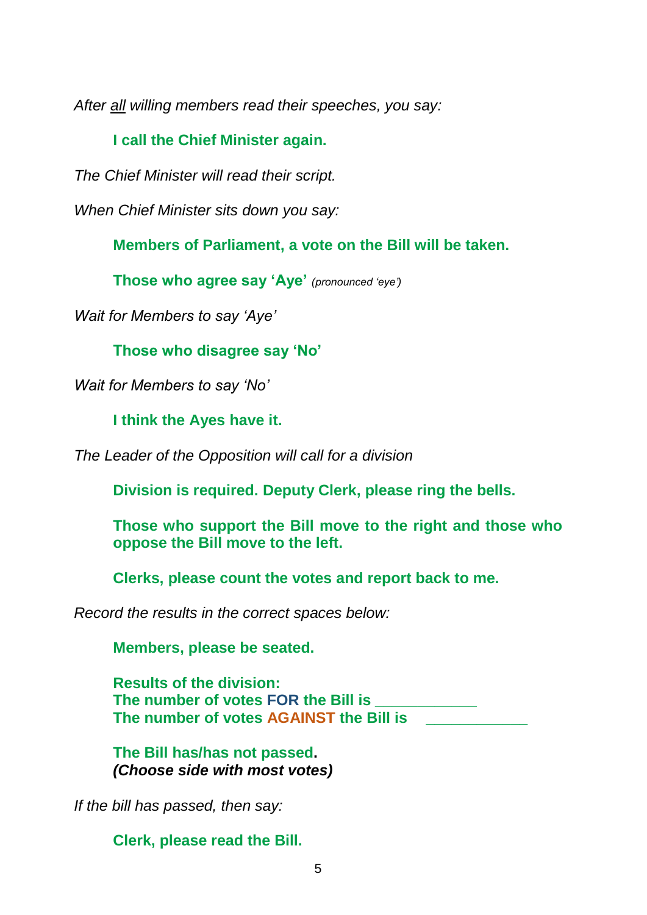*After all willing members read their speeches, you say:*

> **I call the Chief Minister again.**

*The Chief Minister will read their script.*

*When Chief Minister sits down you say:*

> **Members of Parliament, a vote on the Bill will be taken.**
>
> **Those who agree say 'Aye'** *(pronounced 'eye')*

*Wait for Members to say 'Aye'*

> **Those who disagree say 'No'**

*Wait for Members to say 'No'*

> **I think the Ayes have it.**

*The Leader of the Opposition will call for a division*

> **Division is required. Deputy Clerk, please ring the bells.**
>
> **Those who support the Bill move to the right and those who oppose the Bill move to the left.**
>
> **Clerks, please count the votes and report back to me.**

*Record the results in the correct spaces below:*

> **Members, please be seated.**
>
> **Results of the division:**
> **The number of votes FOR the Bill is ____________**
> **The number of votes AGAINST the Bill is ____________**
>
> **The Bill has/has not passed.**
> ***(Choose side with most votes)***

*If the bill has passed, then say:*

> **Clerk, please read the Bill.**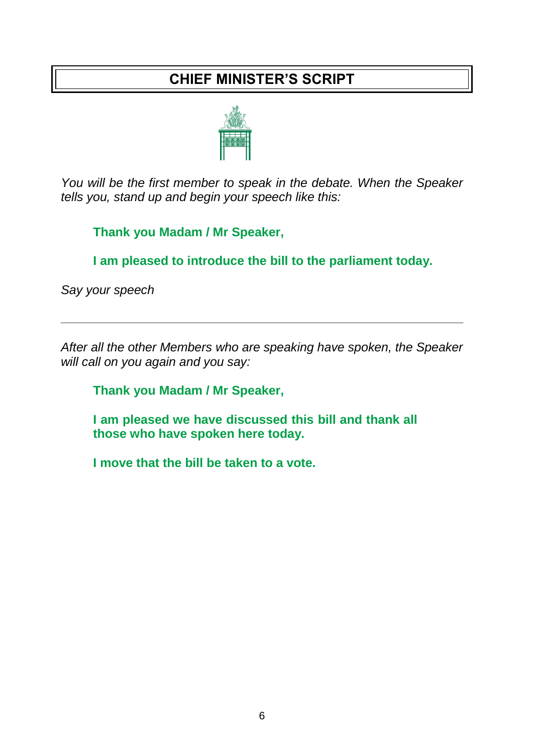# CHIEF MINISTER'S SCRIPT

*You will be the first member to speak in the debate. When the Speaker tells you, stand up and begin your speech like this:*

> **Thank you Madam / Mr Speaker,**
>
> **I am pleased to introduce the bill to the parliament today.**

*Say your speech*

---

*After all the other Members who are speaking have spoken, the Speaker will call on you again and you say:*

> **Thank you Madam / Mr Speaker,**
>
> **I am pleased we have discussed this bill and thank all those who have spoken here today.**
>
> **I move that the bill be taken to a vote.**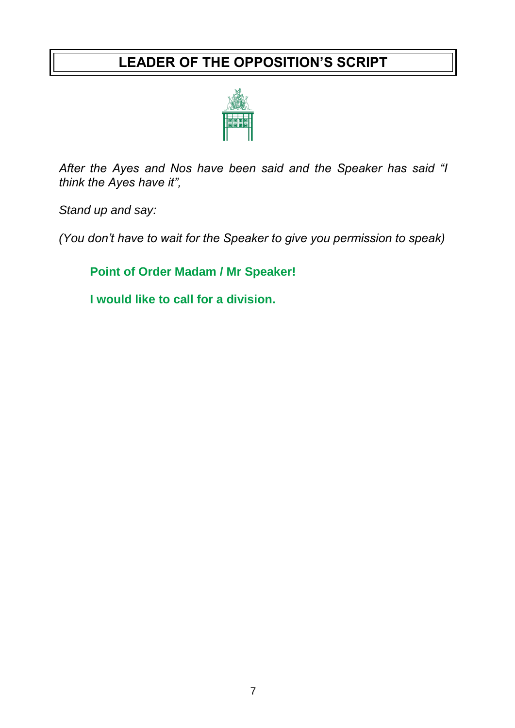# LEADER OF THE OPPOSITION'S SCRIPT

*After the Ayes and Nos have been said and the Speaker has said "I think the Ayes have it",*

*Stand up and say:*

*(You don't have to wait for the Speaker to give you permission to speak)*

**Point of Order Madam / Mr Speaker!**

**I would like to call for a division.**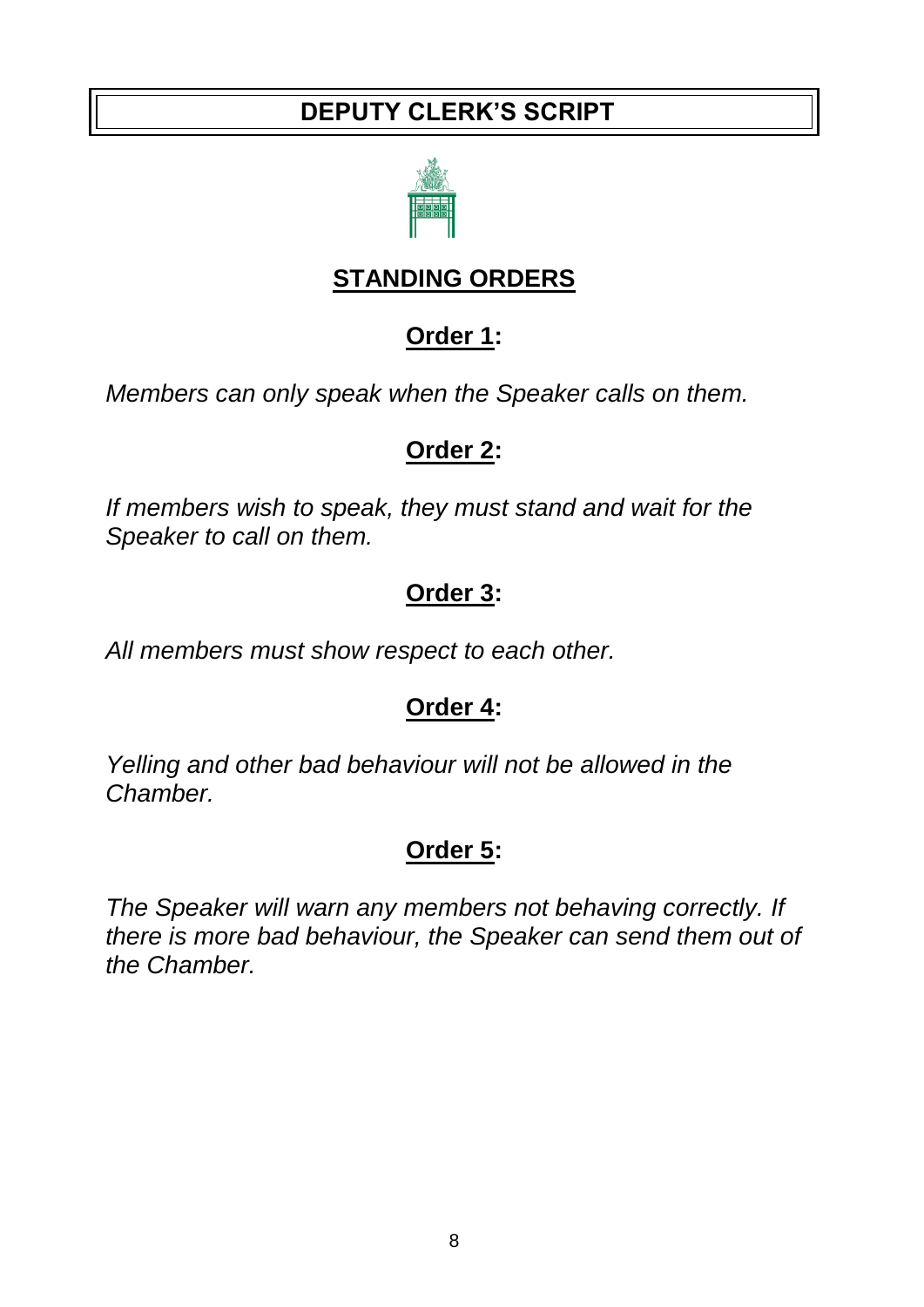# DEPUTY CLERK'S SCRIPT

## STANDING ORDERS

### Order 1:

*Members can only speak when the Speaker calls on them.*

### Order 2:

*If members wish to speak, they must stand and wait for the Speaker to call on them.*

### Order 3:

*All members must show respect to each other.*

### Order 4:

*Yelling and other bad behaviour will not be allowed in the Chamber.*

### Order 5:

*The Speaker will warn any members not behaving correctly. If there is more bad behaviour, the Speaker can send them out of the Chamber.*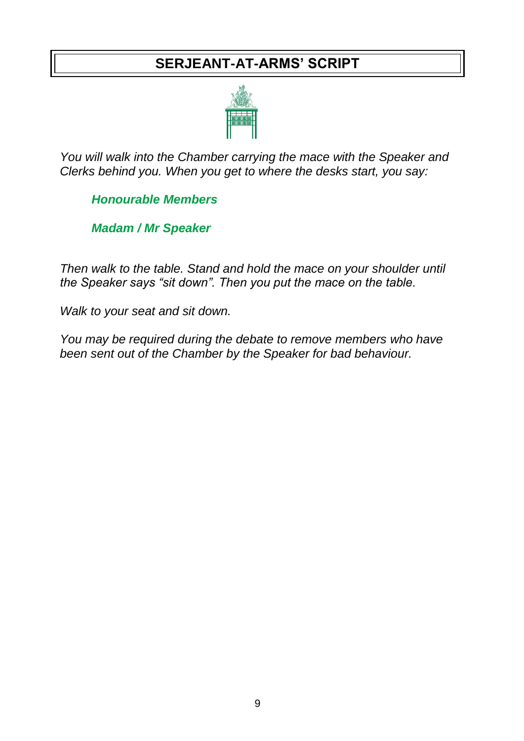# SERJEANT-AT-ARMS' SCRIPT

*You will walk into the Chamber carrying the mace with the Speaker and Clerks behind you. When you get to where the desks start, you say:*

***Honourable Members***

***Madam / Mr Speaker***

*Then walk to the table. Stand and hold the mace on your shoulder until the Speaker says "sit down". Then you put the mace on the table.*

*Walk to your seat and sit down.*

*You may be required during the debate to remove members who have been sent out of the Chamber by the Speaker for bad behaviour.*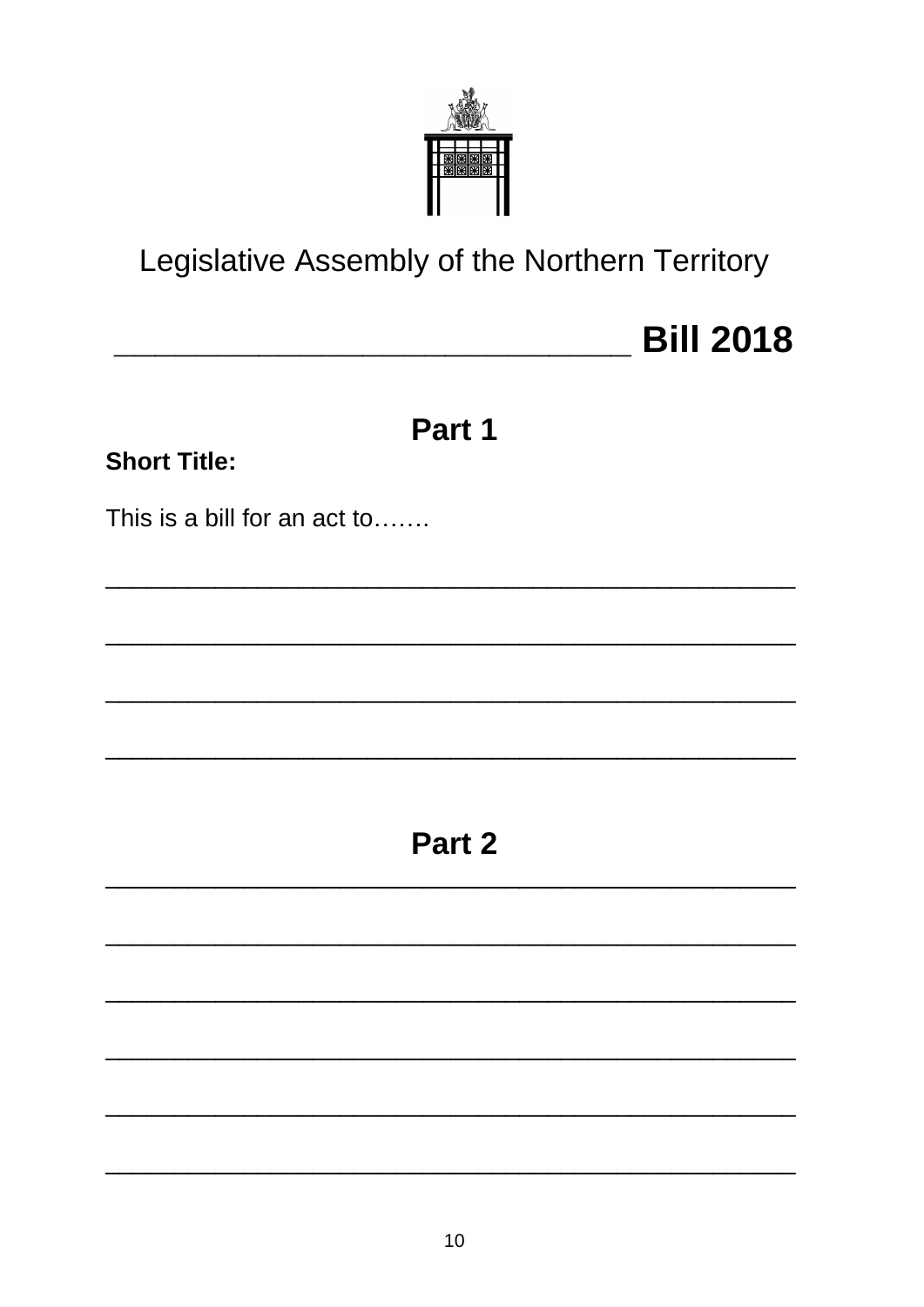Legislative Assembly of the Northern Territory

# ______________________________ Bill 2018

## Part 1

**Short Title:**

This is a bill for an act to…….

_______________________________________________

_______________________________________________

_______________________________________________

_______________________________________________

## Part 2

_______________________________________________

_______________________________________________

_______________________________________________

_______________________________________________

_______________________________________________

_______________________________________________